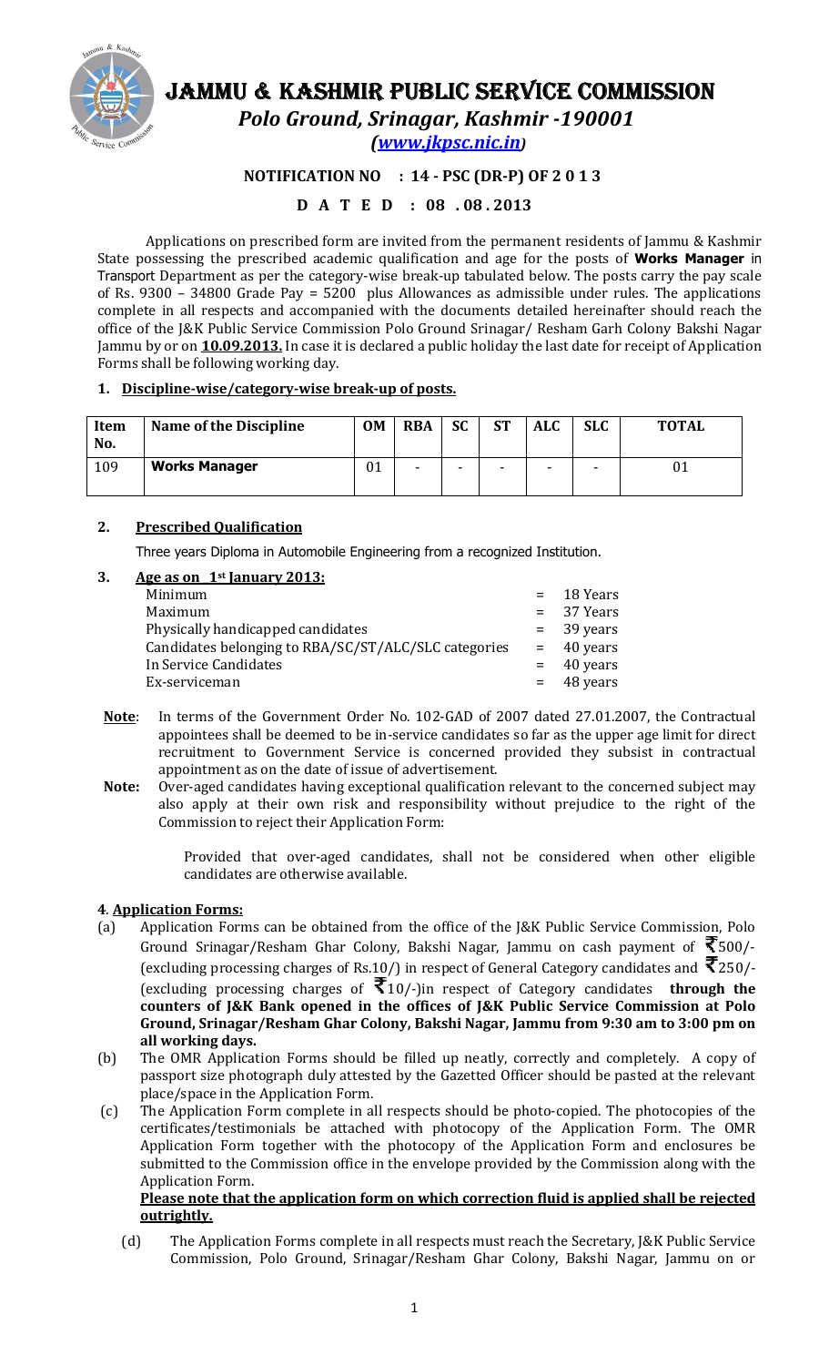# JAMMU & KASHMIR PUBLIC SERVICE COMMISSION

***Polo Ground, Srinagar, Kashmir -190001***

***([www.jkpsc.nic.in](http://www.jkpsc.nic.in))***

**NOTIFICATION NO : 14 - PSC (DR-P) OF 2 0 1 3**

**D A T E D : 08 . 08 . 2013**

Applications on prescribed form are invited from the permanent residents of Jammu & Kashmir State possessing the prescribed academic qualification and age for the posts of **Works Manager** in Transport Department as per the category-wise break-up tabulated below. The posts carry the pay scale of Rs. 9300 – 34800 Grade Pay = 5200 plus Allowances as admissible under rules. The applications complete in all respects and accompanied with the documents detailed hereinafter should reach the office of the J&K Public Service Commission Polo Ground Srinagar/ Resham Garh Colony Bakshi Nagar Jammu by or on **10.09.2013.** In case it is declared a public holiday the last date for receipt of Application Forms shall be following working day.

## 1. Discipline-wise/category-wise break-up of posts.

| Item No. | Name of the Discipline | OM | RBA | SC | ST | ALC | SLC | TOTAL |
|---|---|---|---|---|---|---|---|---|
| 109 | **Works Manager** | 01 | - | - | - | - | - | 01 |

## 2. Prescribed Qualification

Three years Diploma in Automobile Engineering from a recognized Institution.

## 3. Age as on 1st January 2013:

| | | |
|---|---|---|
| Minimum | = | 18 Years |
| Maximum | = | 37 Years |
| Physically handicapped candidates | = | 39 years |
| Candidates belonging to RBA/SC/ST/ALC/SLC categories | = | 40 years |
| In Service Candidates | = | 40 years |
| Ex-serviceman | = | 48 years |

**Note**: In terms of the Government Order No. 102-GAD of 2007 dated 27.01.2007, the Contractual appointees shall be deemed to be in-service candidates so far as the upper age limit for direct recruitment to Government Service is concerned provided they subsist in contractual appointment as on the date of issue of advertisement.

**Note:** Over-aged candidates having exceptional qualification relevant to the concerned subject may also apply at their own risk and responsibility without prejudice to the right of the Commission to reject their Application Form:

Provided that over-aged candidates, shall not be considered when other eligible candidates are otherwise available.

## 4. Application Forms:

(a) Application Forms can be obtained from the office of the J&K Public Service Commission, Polo Ground Srinagar/Resham Ghar Colony, Bakshi Nagar, Jammu on cash payment of ₹500/- (excluding processing charges of Rs.10/) in respect of General Category candidates and ₹250/- (excluding processing charges of ₹10/-)in respect of Category candidates **through the counters of J&K Bank opened in the offices of J&K Public Service Commission at Polo Ground, Srinagar/Resham Ghar Colony, Bakshi Nagar, Jammu from 9:30 am to 3:00 pm on all working days.**

(b) The OMR Application Forms should be filled up neatly, correctly and completely. A copy of passport size photograph duly attested by the Gazetted Officer should be pasted at the relevant place/space in the Application Form.

(c) The Application Form complete in all respects should be photo-copied. The photocopies of the certificates/testimonials be attached with photocopy of the Application Form. The OMR Application Form together with the photocopy of the Application Form and enclosures be submitted to the Commission office in the envelope provided by the Commission along with the Application Form.

**Please note that the application form on which correction fluid is applied shall be rejected outrightly.**

(d) The Application Forms complete in all respects must reach the Secretary, J&K Public Service Commission, Polo Ground, Srinagar/Resham Ghar Colony, Bakshi Nagar, Jammu on or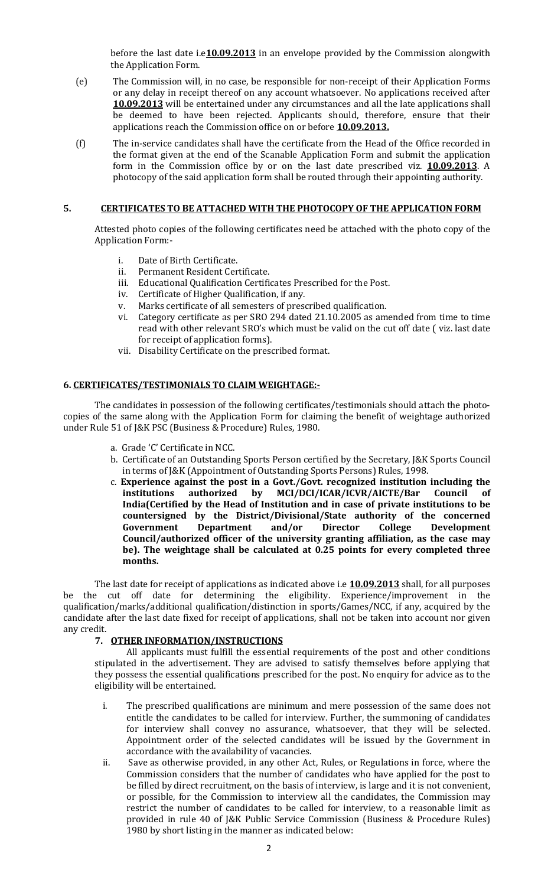before the last date i.e**10.09.2013** in an envelope provided by the Commission alongwith the Application Form.

(e) The Commission will, in no case, be responsible for non-receipt of their Application Forms or any delay in receipt thereof on any account whatsoever. No applications received after **10.09.2013** will be entertained under any circumstances and all the late applications shall be deemed to have been rejected. Applicants should, therefore, ensure that their applications reach the Commission office on or before **10.09.2013.**

(f) The in-service candidates shall have the certificate from the Head of the Office recorded in the format given at the end of the Scanable Application Form and submit the application form in the Commission office by or on the last date prescribed viz. **10.09.2013**. A photocopy of the said application form shall be routed through their appointing authority.

## 5. CERTIFICATES TO BE ATTACHED WITH THE PHOTOCOPY OF THE APPLICATION FORM

Attested photo copies of the following certificates need be attached with the photo copy of the Application Form:-

i. Date of Birth Certificate.
ii. Permanent Resident Certificate.
iii. Educational Qualification Certificates Prescribed for the Post.
iv. Certificate of Higher Qualification, if any.
v. Marks certificate of all semesters of prescribed qualification.
vi. Category certificate as per SRO 294 dated 21.10.2005 as amended from time to time read with other relevant SRO's which must be valid on the cut off date ( viz. last date for receipt of application forms).
vii. Disability Certificate on the prescribed format.

## 6. CERTIFICATES/TESTIMONIALS TO CLAIM WEIGHTAGE:-

The candidates in possession of the following certificates/testimonials should attach the photo-copies of the same along with the Application Form for claiming the benefit of weightage authorized under Rule 51 of J&K PSC (Business & Procedure) Rules, 1980.

a. Grade 'C' Certificate in NCC.
b. Certificate of an Outstanding Sports Person certified by the Secretary, J&K Sports Council in terms of J&K (Appointment of Outstanding Sports Persons) Rules, 1998.
c. **Experience against the post in a Govt./Govt. recognized institution including the institutions authorized by MCI/DCI/ICAR/ICVR/AICTE/Bar Council of India(Certified by the Head of Institution and in case of private institutions to be countersigned by the District/Divisional/State authority of the concerned Government Department and/or Director College Development Council/authorized officer of the university granting affiliation, as the case may be). The weightage shall be calculated at 0.25 points for every completed three months.**

The last date for receipt of applications as indicated above i.e **10.09.2013** shall, for all purposes be the cut off date for determining the eligibility. Experience/improvement in the qualification/marks/additional qualification/distinction in sports/Games/NCC, if any, acquired by the candidate after the last date fixed for receipt of applications, shall not be taken into account nor given any credit.

## 7. OTHER INFORMATION/INSTRUCTIONS

All applicants must fulfill the essential requirements of the post and other conditions stipulated in the advertisement. They are advised to satisfy themselves before applying that they possess the essential qualifications prescribed for the post. No enquiry for advice as to the eligibility will be entertained.

i. The prescribed qualifications are minimum and mere possession of the same does not entitle the candidates to be called for interview. Further, the summoning of candidates for interview shall convey no assurance, whatsoever, that they will be selected. Appointment order of the selected candidates will be issued by the Government in accordance with the availability of vacancies.
ii. Save as otherwise provided, in any other Act, Rules, or Regulations in force, where the Commission considers that the number of candidates who have applied for the post to be filled by direct recruitment, on the basis of interview, is large and it is not convenient, or possible, for the Commission to interview all the candidates, the Commission may restrict the number of candidates to be called for interview, to a reasonable limit as provided in rule 40 of J&K Public Service Commission (Business & Procedure Rules) 1980 by short listing in the manner as indicated below: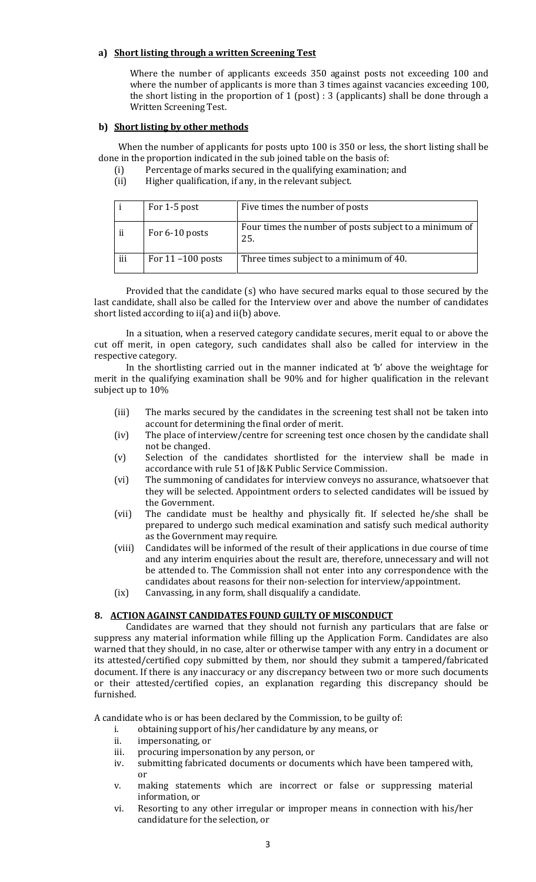**a) Short listing through a written Screening Test**

Where the number of applicants exceeds 350 against posts not exceeding 100 and where the number of applicants is more than 3 times against vacancies exceeding 100, the short listing in the proportion of 1 (post) : 3 (applicants) shall be done through a Written Screening Test.

**b) Short listing by other methods**

When the number of applicants for posts upto 100 is 350 or less, the short listing shall be done in the proportion indicated in the sub joined table on the basis of:

- (i) Percentage of marks secured in the qualifying examination; and
- (ii) Higher qualification, if any, in the relevant subject.

| | | |
|---|---|---|
| i | For 1-5 post | Five times the number of posts |
| ii | For 6-10 posts | Four times the number of posts subject to a minimum of 25. |
| iii | For 11 –100 posts | Three times subject to a minimum of 40. |

Provided that the candidate (s) who have secured marks equal to those secured by the last candidate, shall also be called for the Interview over and above the number of candidates short listed according to ii(a) and ii(b) above.

In a situation, when a reserved category candidate secures, merit equal to or above the cut off merit, in open category, such candidates shall also be called for interview in the respective category.

In the shortlisting carried out in the manner indicated at 'b' above the weightage for merit in the qualifying examination shall be 90% and for higher qualification in the relevant subject up to 10%

- (iii) The marks secured by the candidates in the screening test shall not be taken into account for determining the final order of merit.
- (iv) The place of interview/centre for screening test once chosen by the candidate shall not be changed.
- (v) Selection of the candidates shortlisted for the interview shall be made in accordance with rule 51 of J&K Public Service Commission.
- (vi) The summoning of candidates for interview conveys no assurance, whatsoever that they will be selected. Appointment orders to selected candidates will be issued by the Government.
- (vii) The candidate must be healthy and physically fit. If selected he/she shall be prepared to undergo such medical examination and satisfy such medical authority as the Government may require.
- (viii) Candidates will be informed of the result of their applications in due course of time and any interim enquiries about the result are, therefore, unnecessary and will not be attended to. The Commission shall not enter into any correspondence with the candidates about reasons for their non-selection for interview/appointment.
- (ix) Canvassing, in any form, shall disqualify a candidate.

## 8. ACTION AGAINST CANDIDATES FOUND GUILTY OF MISCONDUCT

Candidates are warned that they should not furnish any particulars that are false or suppress any material information while filling up the Application Form. Candidates are also warned that they should, in no case, alter or otherwise tamper with any entry in a document or its attested/certified copy submitted by them, nor should they submit a tampered/fabricated document. If there is any inaccuracy or any discrepancy between two or more such documents or their attested/certified copies, an explanation regarding this discrepancy should be furnished.

A candidate who is or has been declared by the Commission, to be guilty of:

- i. obtaining support of his/her candidature by any means, or
- ii. impersonating, or
- iii. procuring impersonation by any person, or
- iv. submitting fabricated documents or documents which have been tampered with, or
- v. making statements which are incorrect or false or suppressing material information, or
- vi. Resorting to any other irregular or improper means in connection with his/her candidature for the selection, or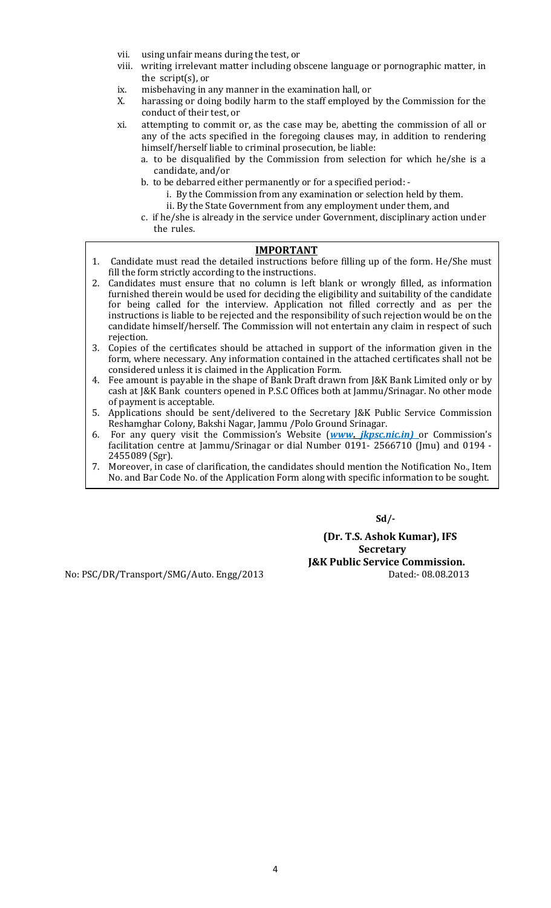vii. using unfair means during the test, or

viii. writing irrelevant matter including obscene language or pornographic matter, in the script(s), or

ix. misbehaving in any manner in the examination hall, or

X. harassing or doing bodily harm to the staff employed by the Commission for the conduct of their test, or

xi. attempting to commit or, as the case may be, abetting the commission of all or any of the acts specified in the foregoing clauses may, in addition to rendering himself/herself liable to criminal prosecution, be liable:

a. to be disqualified by the Commission from selection for which he/she is a candidate, and/or

b. to be debarred either permanently or for a specified period: -

i. By the Commission from any examination or selection held by them.

ii. By the State Government from any employment under them, and

c. if he/she is already in the service under Government, disciplinary action under the rules.

## IMPORTANT

1. Candidate must read the detailed instructions before filling up of the form. He/She must fill the form strictly according to the instructions.
2. Candidates must ensure that no column is left blank or wrongly filled, as information furnished therein would be used for deciding the eligibility and suitability of the candidate for being called for the interview. Application not filled correctly and as per the instructions is liable to be rejected and the responsibility of such rejection would be on the candidate himself/herself. The Commission will not entertain any claim in respect of such rejection.
3. Copies of the certificates should be attached in support of the information given in the form, where necessary. Any information contained in the attached certificates shall not be considered unless it is claimed in the Application Form.
4. Fee amount is payable in the shape of Bank Draft drawn from J&K Bank Limited only or by cash at J&K Bank counters opened in P.S.C Offices both at Jammu/Srinagar. No other mode of payment is acceptable.
5. Applications should be sent/delivered to the Secretary J&K Public Service Commission Reshamghar Colony, Bakshi Nagar, Jammu /Polo Ground Srinagar.
6. For any query visit the Commission's Website (*www. jkpsc.nic.in)* or Commission's facilitation centre at Jammu/Srinagar or dial Number 0191- 2566710 (Jmu) and 0194 - 2455089 (Sgr).
7. Moreover, in case of clarification, the candidates should mention the Notification No., Item No. and Bar Code No. of the Application Form along with specific information to be sought.

**Sd/-**

**(Dr. T.S. Ashok Kumar), IFS**
**Secretary**
**J&K Public Service Commission.**

No: PSC/DR/Transport/SMG/Auto. Engg/2013 Dated:- 08.08.2013